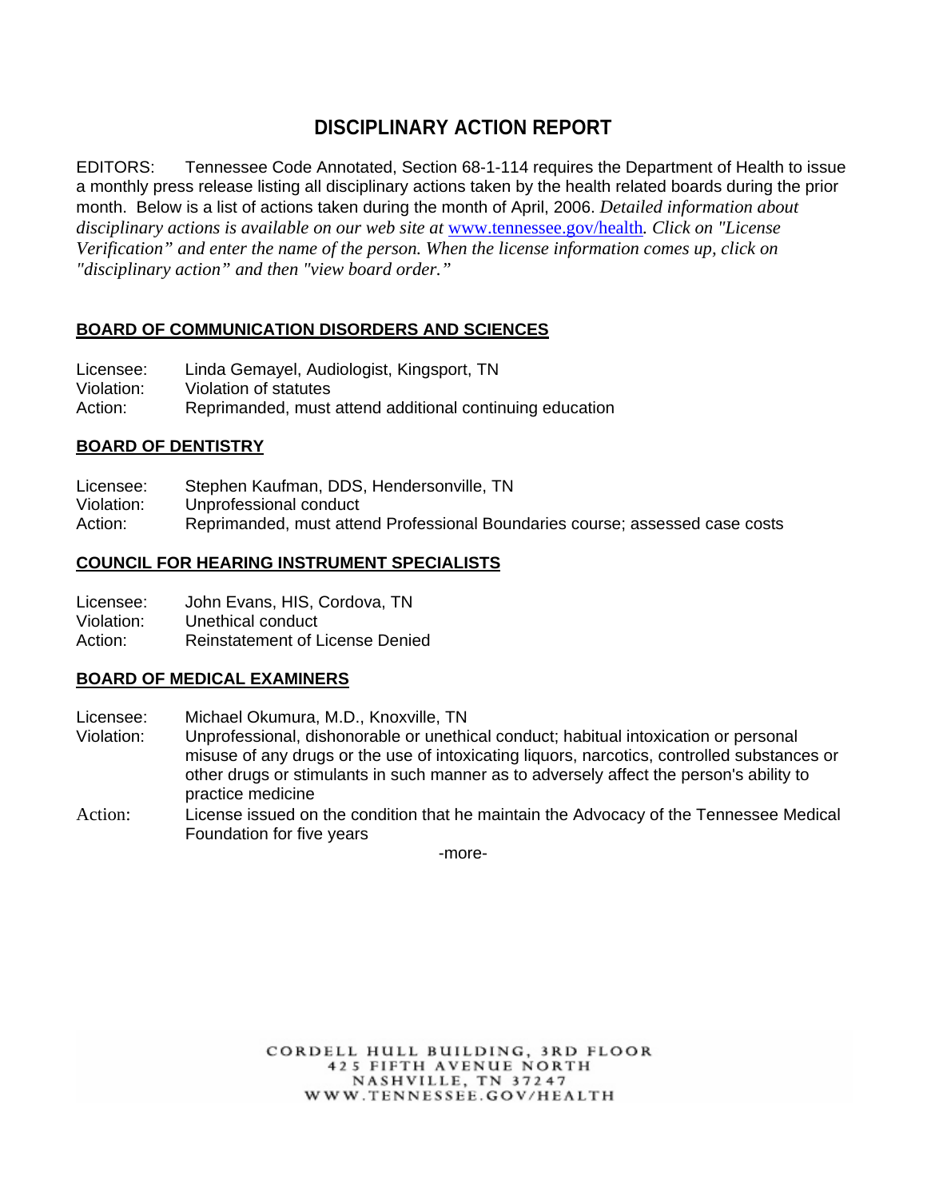# DISCIPLINARY ACTION REPORT

EDITORS: Tennessee Code Annotated, Section 68-1-114 requires the Department of Health to issue a monthly press release listing all disciplinary actions taken by the health related boards during the prior month. Below is a list of actions taken during the month of April, 2006. *Detailed information about disciplinary actions is available on our web site at* www.tennessee.gov/health*. Click on "License Verification" and enter the name of the person. When the license information comes up, click on "disciplinary action" and then "view board order."*

## BOARD OF COMMUNICATION DISORDERS AND SCIENCES

Licensee: Linda Gemayel, Audiologist, Kingsport, TN
Violation: Violation of statutes
Action: Reprimanded, must attend additional continuing education

## BOARD OF DENTISTRY

Licensee: Stephen Kaufman, DDS, Hendersonville, TN
Violation: Unprofessional conduct
Action: Reprimanded, must attend Professional Boundaries course; assessed case costs

## COUNCIL FOR HEARING INSTRUMENT SPECIALISTS

Licensee: John Evans, HIS, Cordova, TN
Violation: Unethical conduct
Action: Reinstatement of License Denied

## BOARD OF MEDICAL EXAMINERS

Licensee: Michael Okumura, M.D., Knoxville, TN
Violation: Unprofessional, dishonorable or unethical conduct; habitual intoxication or personal misuse of any drugs or the use of intoxicating liquors, narcotics, controlled substances or other drugs or stimulants in such manner as to adversely affect the person's ability to practice medicine
Action: License issued on the condition that he maintain the Advocacy of the Tennessee Medical Foundation for five years

-more-

CORDELL HULL BUILDING, 3RD FLOOR
425 FIFTH AVENUE NORTH
NASHVILLE, TN 37247
WWW.TENNESSEE.GOV/HEALTH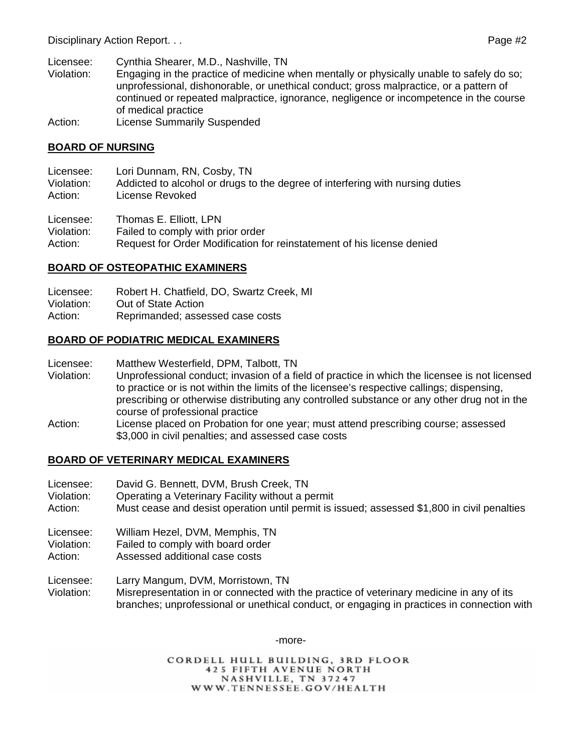Licensee: Cynthia Shearer, M.D., Nashville, TN
Violation: Engaging in the practice of medicine when mentally or physically unable to safely do so; unprofessional, dishonorable, or unethical conduct; gross malpractice, or a pattern of continued or repeated malpractice, ignorance, negligence or incompetence in the course of medical practice
Action: License Summarily Suspended

## BOARD OF NURSING

Licensee: Lori Dunnam, RN, Cosby, TN
Violation: Addicted to alcohol or drugs to the degree of interfering with nursing duties
Action: License Revoked

Licensee: Thomas E. Elliott, LPN
Violation: Failed to comply with prior order
Action: Request for Order Modification for reinstatement of his license denied

## BOARD OF OSTEOPATHIC EXAMINERS

Licensee: Robert H. Chatfield, DO, Swartz Creek, MI
Violation: Out of State Action
Action: Reprimanded; assessed case costs

## BOARD OF PODIATRIC MEDICAL EXAMINERS

Licensee: Matthew Westerfield, DPM, Talbott, TN
Violation: Unprofessional conduct; invasion of a field of practice in which the licensee is not licensed to practice or is not within the limits of the licensee's respective callings; dispensing, prescribing or otherwise distributing any controlled substance or any other drug not in the course of professional practice
Action: License placed on Probation for one year; must attend prescribing course; assessed $3,000 in civil penalties; and assessed case costs

## BOARD OF VETERINARY MEDICAL EXAMINERS

Licensee: David G. Bennett, DVM, Brush Creek, TN
Violation: Operating a Veterinary Facility without a permit
Action: Must cease and desist operation until permit is issued; assessed $1,800 in civil penalties

Licensee: William Hezel, DVM, Memphis, TN
Violation: Failed to comply with board order
Action: Assessed additional case costs

Licensee: Larry Mangum, DVM, Morristown, TN
Violation: Misrepresentation in or connected with the practice of veterinary medicine in any of its branches; unprofessional or unethical conduct, or engaging in practices in connection with

-more-

CORDELL HULL BUILDING, 3RD FLOOR
425 FIFTH AVENUE NORTH
NASHVILLE, TN 37247
WWW.TENNESSEE.GOV/HEALTH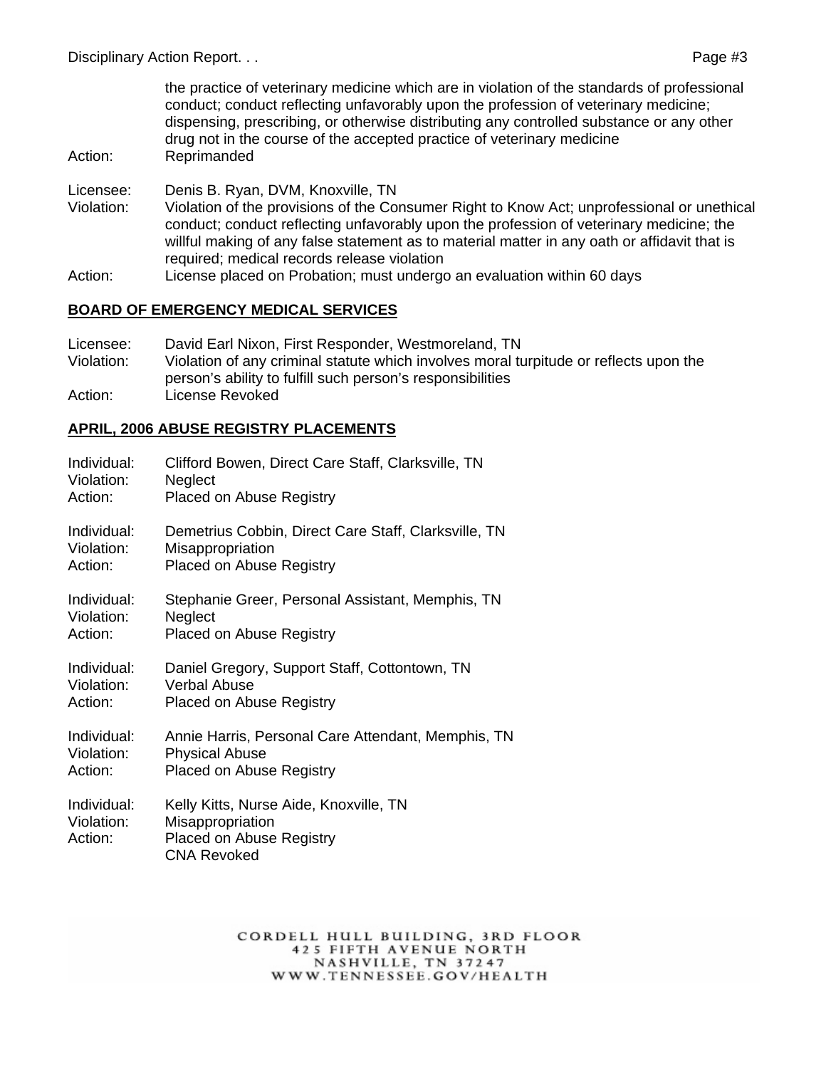the practice of veterinary medicine which are in violation of the standards of professional conduct; conduct reflecting unfavorably upon the profession of veterinary medicine; dispensing, prescribing, or otherwise distributing any controlled substance or any other drug not in the course of the accepted practice of veterinary medicine

Action: Reprimanded

Licensee: Denis B. Ryan, DVM, Knoxville, TN
Violation: Violation of the provisions of the Consumer Right to Know Act; unprofessional or unethical conduct; conduct reflecting unfavorably upon the profession of veterinary medicine; the willful making of any false statement as to material matter in any oath or affidavit that is required; medical records release violation
Action: License placed on Probation; must undergo an evaluation within 60 days

## BOARD OF EMERGENCY MEDICAL SERVICES

Licensee: David Earl Nixon, First Responder, Westmoreland, TN
Violation: Violation of any criminal statute which involves moral turpitude or reflects upon the person's ability to fulfill such person's responsibilities
Action: License Revoked

## APRIL, 2006 ABUSE REGISTRY PLACEMENTS

Individual: Clifford Bowen, Direct Care Staff, Clarksville, TN
Violation: Neglect
Action: Placed on Abuse Registry

Individual: Demetrius Cobbin, Direct Care Staff, Clarksville, TN
Violation: Misappropriation
Action: Placed on Abuse Registry

Individual: Stephanie Greer, Personal Assistant, Memphis, TN
Violation: Neglect
Action: Placed on Abuse Registry

Individual: Daniel Gregory, Support Staff, Cottontown, TN
Violation: Verbal Abuse
Action: Placed on Abuse Registry

Individual: Annie Harris, Personal Care Attendant, Memphis, TN
Violation: Physical Abuse
Action: Placed on Abuse Registry

Individual: Kelly Kitts, Nurse Aide, Knoxville, TN
Violation: Misappropriation
Action: Placed on Abuse Registry
CNA Revoked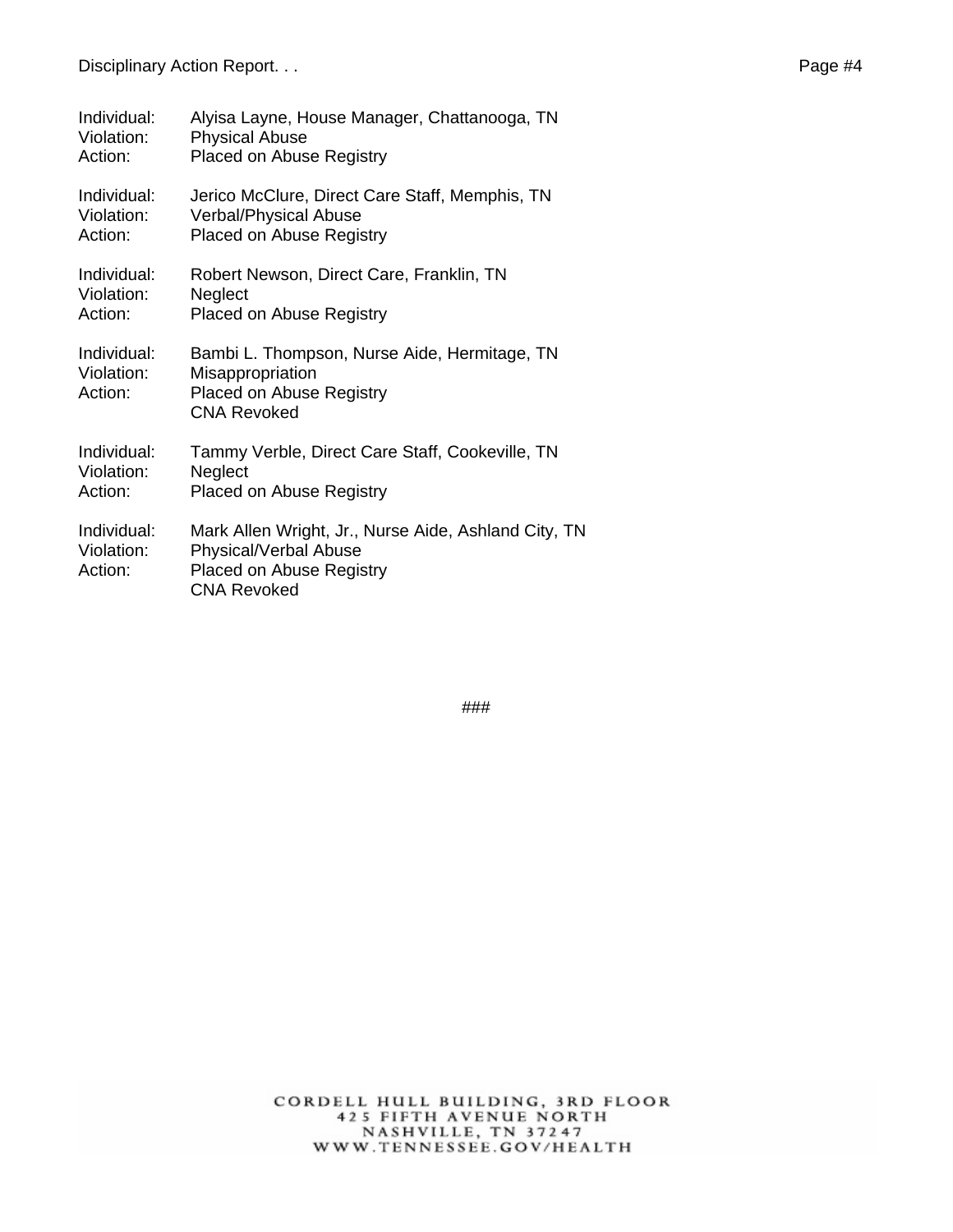Individual: Alyisa Layne, House Manager, Chattanooga, TN
Violation: Physical Abuse
Action: Placed on Abuse Registry

Individual: Jerico McClure, Direct Care Staff, Memphis, TN
Violation: Verbal/Physical Abuse
Action: Placed on Abuse Registry

Individual: Robert Newson, Direct Care, Franklin, TN
Violation: Neglect
Action: Placed on Abuse Registry

Individual: Bambi L. Thompson, Nurse Aide, Hermitage, TN
Violation: Misappropriation
Action: Placed on Abuse Registry
CNA Revoked

Individual: Tammy Verble, Direct Care Staff, Cookeville, TN
Violation: Neglect
Action: Placed on Abuse Registry

Individual: Mark Allen Wright, Jr., Nurse Aide, Ashland City, TN
Violation: Physical/Verbal Abuse
Action: Placed on Abuse Registry
CNA Revoked

###

CORDELL HULL BUILDING, 3RD FLOOR
425 FIFTH AVENUE NORTH
NASHVILLE, TN 37247
WWW.TENNESSEE.GOV/HEALTH